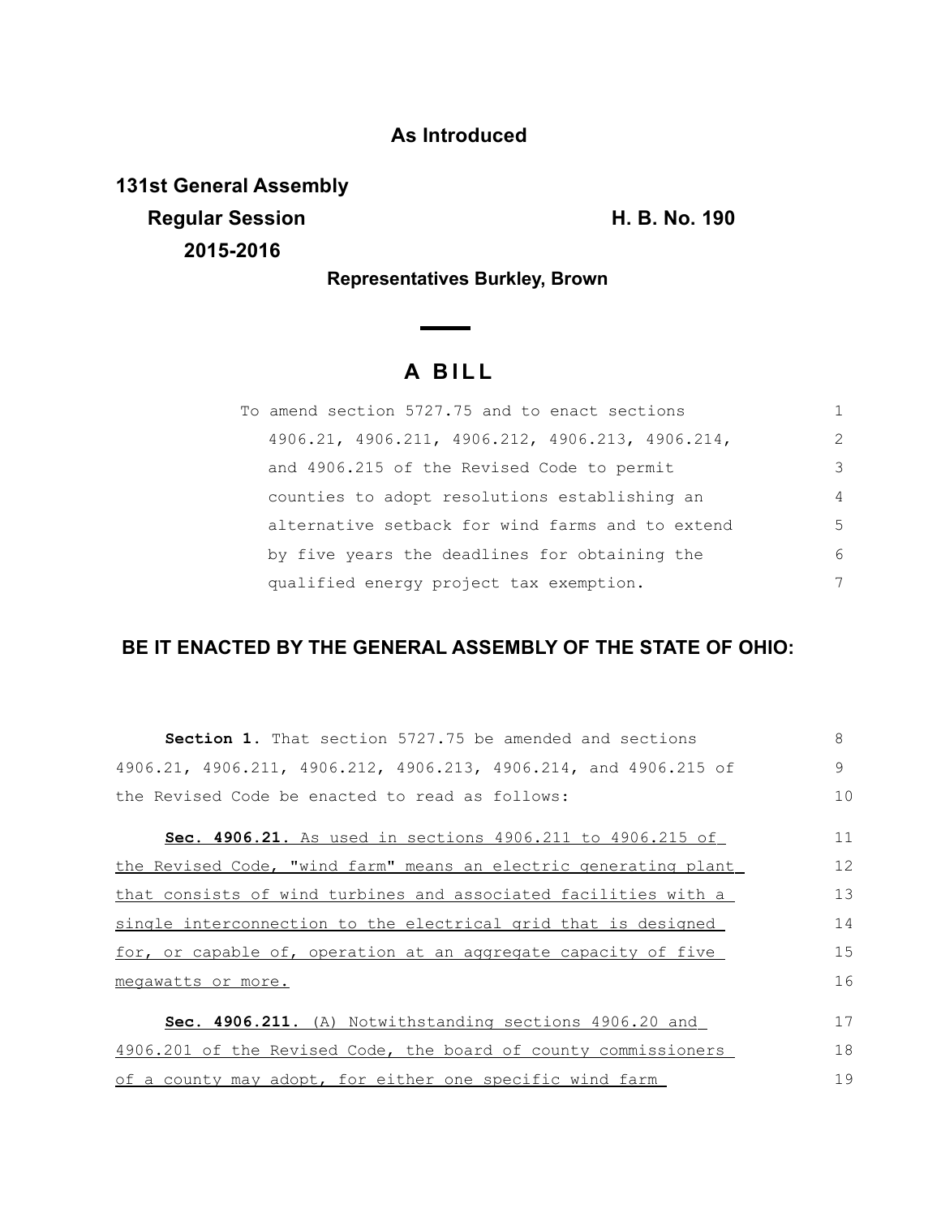## As Introduced

**131st General Assembly**
**Regular Session**
**2015-2016**

**H. B. No. 190**

**Representatives Burkley, Brown**

# A BILL

To amend section 5727.75 and to enact sections 4906.21, 4906.211, 4906.212, 4906.213, 4906.214, and 4906.215 of the Revised Code to permit counties to adopt resolutions establishing an alternative setback for wind farms and to extend by five years the deadlines for obtaining the qualified energy project tax exemption.

## BE IT ENACTED BY THE GENERAL ASSEMBLY OF THE STATE OF OHIO:

**Section 1.** That section 5727.75 be amended and sections 4906.21, 4906.211, 4906.212, 4906.213, 4906.214, and 4906.215 of the Revised Code be enacted to read as follows:

**Sec. 4906.21.** As used in sections 4906.211 to 4906.215 of the Revised Code, "wind farm" means an electric generating plant that consists of wind turbines and associated facilities with a single interconnection to the electrical grid that is designed for, or capable of, operation at an aggregate capacity of five megawatts or more.

**Sec. 4906.211.** (A) Notwithstanding sections 4906.20 and 4906.201 of the Revised Code, the board of county commissioners of a county may adopt, for either one specific wind farm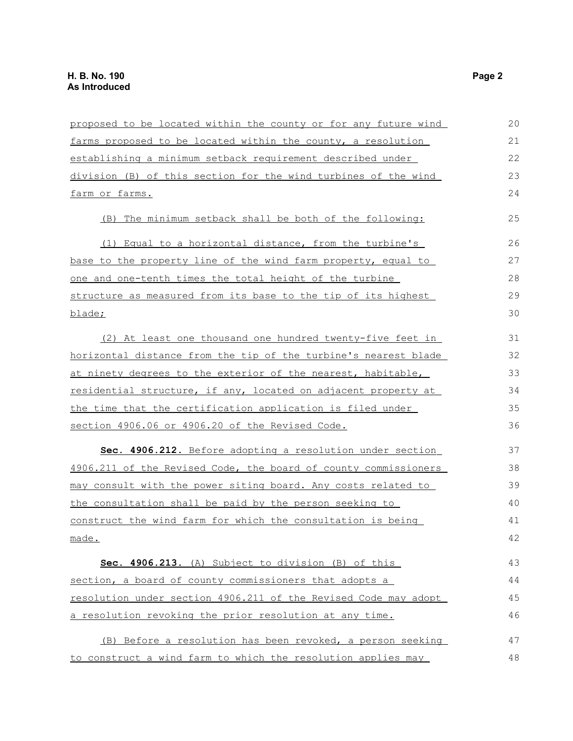proposed to be located within the county or for any future wind farms proposed to be located within the county, a resolution establishing a minimum setback requirement described under division (B) of this section for the wind turbines of the wind farm or farms.

(B) The minimum setback shall be both of the following:

(1) Equal to a horizontal distance, from the turbine's base to the property line of the wind farm property, equal to one and one-tenth times the total height of the turbine structure as measured from its base to the tip of its highest blade;

(2) At least one thousand one hundred twenty-five feet in horizontal distance from the tip of the turbine's nearest blade at ninety degrees to the exterior of the nearest, habitable, residential structure, if any, located on adjacent property at the time that the certification application is filed under section 4906.06 or 4906.20 of the Revised Code.

**Sec. 4906.212.** Before adopting a resolution under section 4906.211 of the Revised Code, the board of county commissioners may consult with the power siting board. Any costs related to the consultation shall be paid by the person seeking to construct the wind farm for which the consultation is being made.

**Sec. 4906.213.** (A) Subject to division (B) of this section, a board of county commissioners that adopts a resolution under section 4906.211 of the Revised Code may adopt a resolution revoking the prior resolution at any time.

(B) Before a resolution has been revoked, a person seeking to construct a wind farm to which the resolution applies may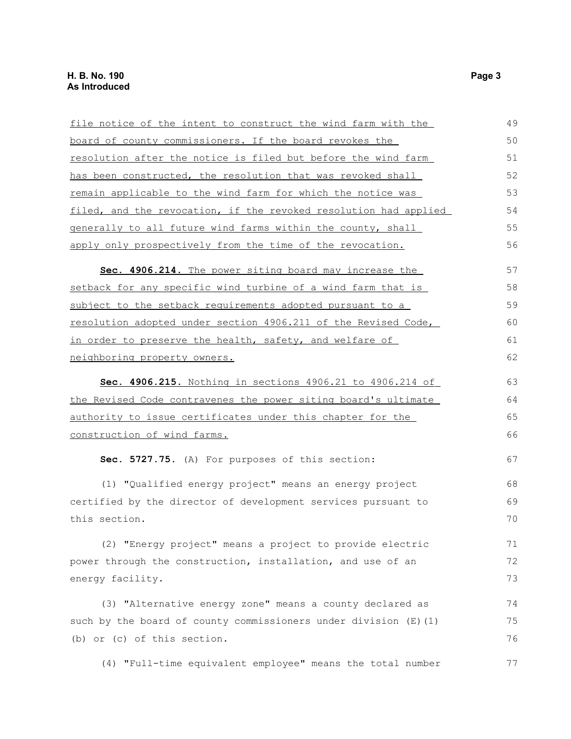file notice of the intent to construct the wind farm with the board of county commissioners. If the board revokes the resolution after the notice is filed but before the wind farm has been constructed, the resolution that was revoked shall remain applicable to the wind farm for which the notice was filed, and the revocation, if the revoked resolution had applied generally to all future wind farms within the county, shall apply only prospectively from the time of the revocation.

**Sec. 4906.214.** The power siting board may increase the setback for any specific wind turbine of a wind farm that is subject to the setback requirements adopted pursuant to a resolution adopted under section 4906.211 of the Revised Code, in order to preserve the health, safety, and welfare of neighboring property owners.

**Sec. 4906.215.** Nothing in sections 4906.21 to 4906.214 of the Revised Code contravenes the power siting board's ultimate authority to issue certificates under this chapter for the construction of wind farms.

**Sec. 5727.75.** (A) For purposes of this section:

(1) "Qualified energy project" means an energy project certified by the director of development services pursuant to this section.

(2) "Energy project" means a project to provide electric power through the construction, installation, and use of an energy facility.

(3) "Alternative energy zone" means a county declared as such by the board of county commissioners under division (E)(1)(b) or (c) of this section.

(4) "Full-time equivalent employee" means the total number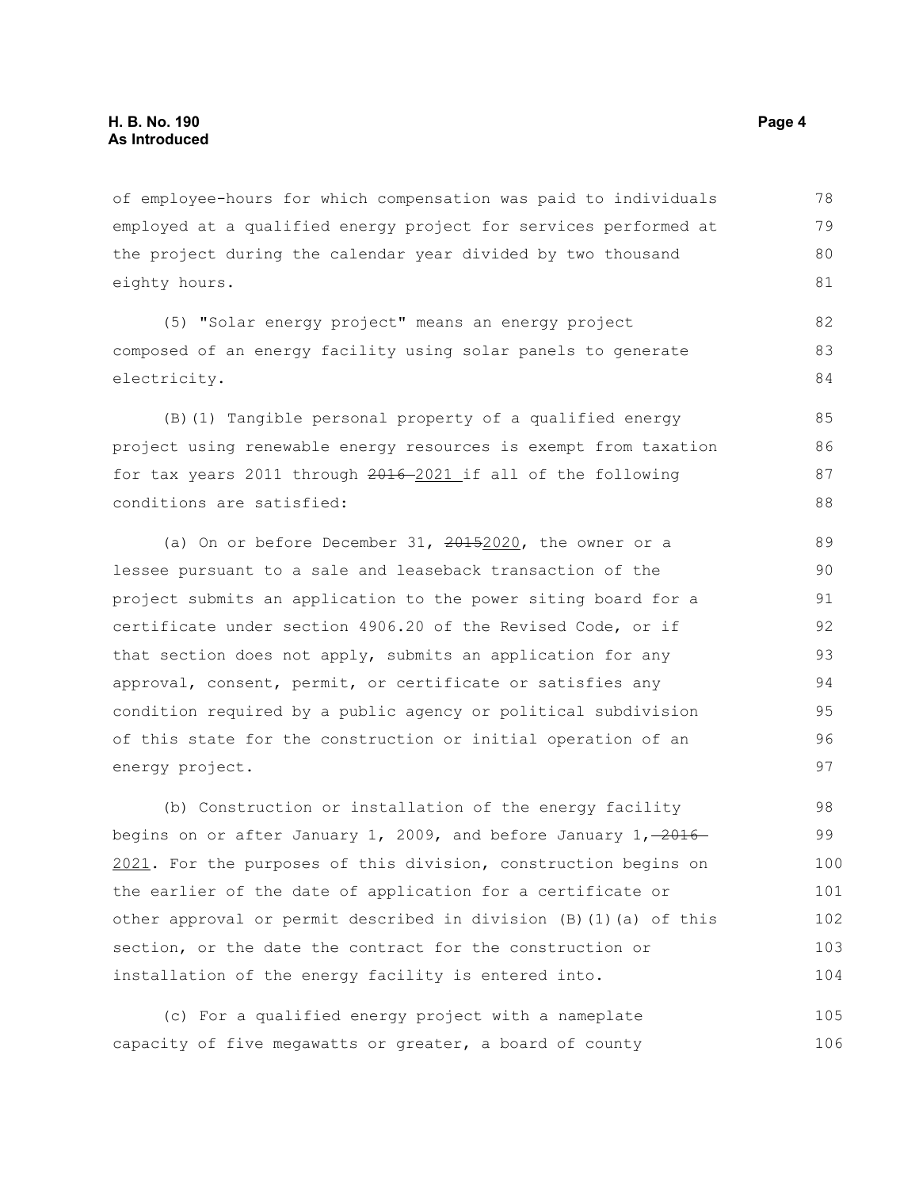of employee-hours for which compensation was paid to individuals employed at a qualified energy project for services performed at the project during the calendar year divided by two thousand eighty hours.

(5) "Solar energy project" means an energy project composed of an energy facility using solar panels to generate electricity.

(B)(1) Tangible personal property of a qualified energy project using renewable energy resources is exempt from taxation for tax years 2011 through ~~2016~~ 2021 if all of the following conditions are satisfied:

(a) On or before December 31, ~~2015~~2020, the owner or a lessee pursuant to a sale and leaseback transaction of the project submits an application to the power siting board for a certificate under section 4906.20 of the Revised Code, or if that section does not apply, submits an application for any approval, consent, permit, or certificate or satisfies any condition required by a public agency or political subdivision of this state for the construction or initial operation of an energy project.

(b) Construction or installation of the energy facility begins on or after January 1, 2009, and before January 1, ~~2016~~ 2021. For the purposes of this division, construction begins on the earlier of the date of application for a certificate or other approval or permit described in division (B)(1)(a) of this section, or the date the contract for the construction or installation of the energy facility is entered into.

(c) For a qualified energy project with a nameplate capacity of five megawatts or greater, a board of county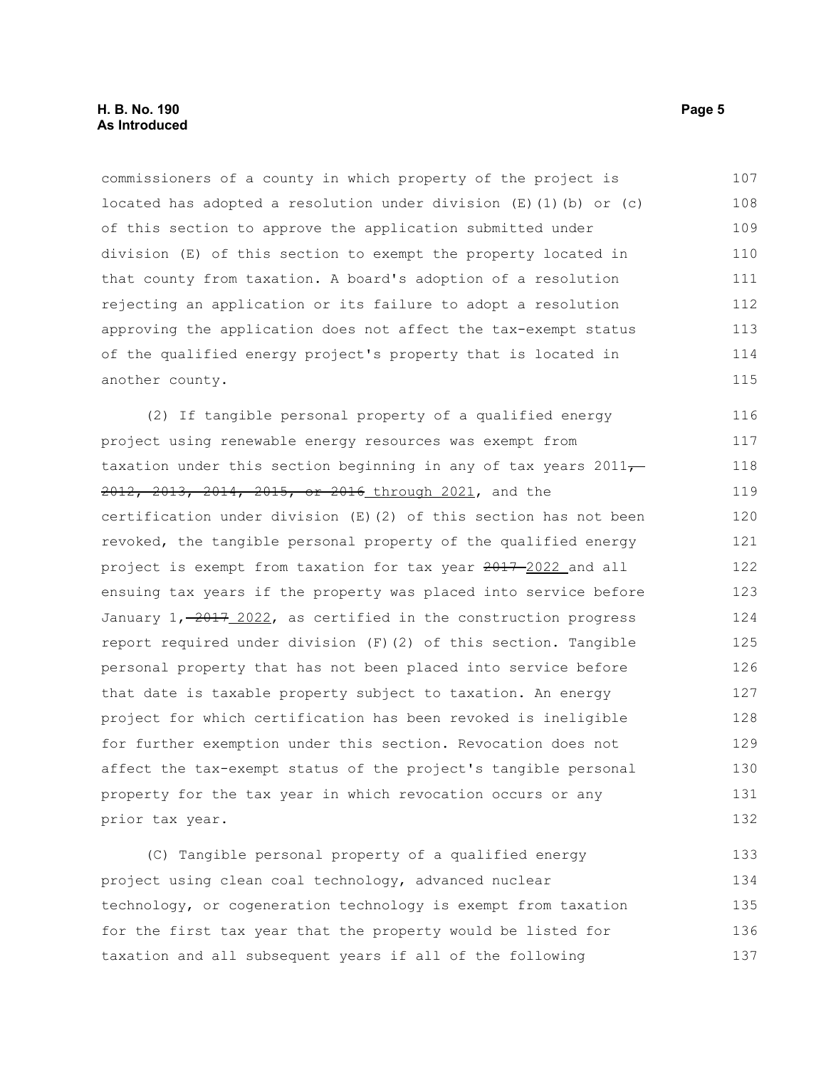commissioners of a county in which property of the project is located has adopted a resolution under division (E)(1)(b) or (c) of this section to approve the application submitted under division (E) of this section to exempt the property located in that county from taxation. A board's adoption of a resolution rejecting an application or its failure to adopt a resolution approving the application does not affect the tax-exempt status of the qualified energy project's property that is located in another county.

(2) If tangible personal property of a qualified energy project using renewable energy resources was exempt from taxation under this section beginning in any of tax years 2011, ~~2012, 2013, 2014, 2015, or 2016~~ through 2021, and the certification under division (E)(2) of this section has not been revoked, the tangible personal property of the qualified energy project is exempt from taxation for tax year ~~2017~~ 2022 and all ensuing tax years if the property was placed into service before January 1, ~~2017~~ 2022, as certified in the construction progress report required under division (F)(2) of this section. Tangible personal property that has not been placed into service before that date is taxable property subject to taxation. An energy project for which certification has been revoked is ineligible for further exemption under this section. Revocation does not affect the tax-exempt status of the project's tangible personal property for the tax year in which revocation occurs or any prior tax year.

(C) Tangible personal property of a qualified energy project using clean coal technology, advanced nuclear technology, or cogeneration technology is exempt from taxation for the first tax year that the property would be listed for taxation and all subsequent years if all of the following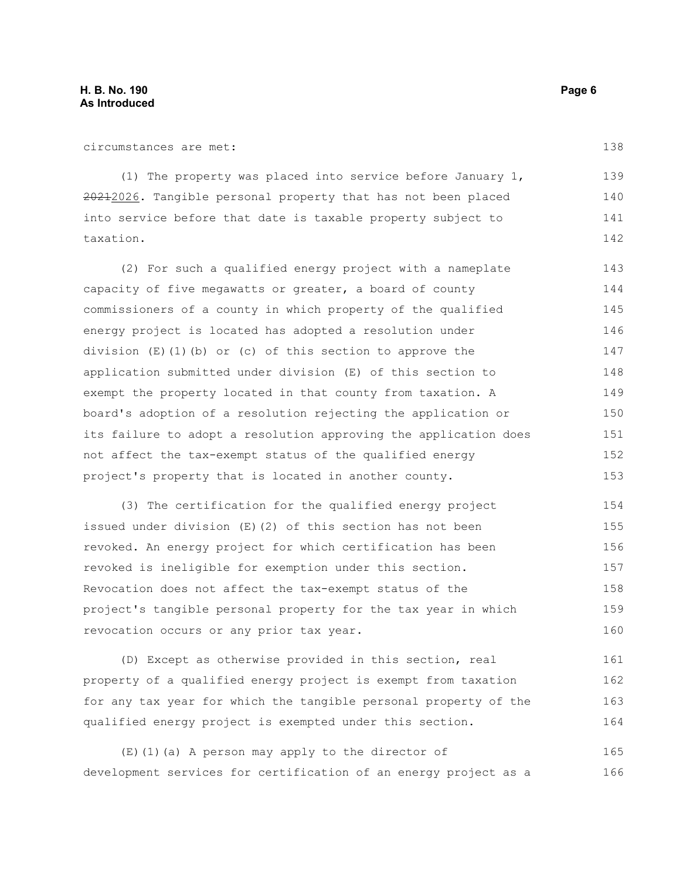circumstances are met:

(1) The property was placed into service before January 1, ~~2021~~2026. Tangible personal property that has not been placed into service before that date is taxable property subject to taxation.

(2) For such a qualified energy project with a nameplate capacity of five megawatts or greater, a board of county commissioners of a county in which property of the qualified energy project is located has adopted a resolution under division (E)(1)(b) or (c) of this section to approve the application submitted under division (E) of this section to exempt the property located in that county from taxation. A board's adoption of a resolution rejecting the application or its failure to adopt a resolution approving the application does not affect the tax-exempt status of the qualified energy project's property that is located in another county.

(3) The certification for the qualified energy project issued under division (E)(2) of this section has not been revoked. An energy project for which certification has been revoked is ineligible for exemption under this section. Revocation does not affect the tax-exempt status of the project's tangible personal property for the tax year in which revocation occurs or any prior tax year.

(D) Except as otherwise provided in this section, real property of a qualified energy project is exempt from taxation for any tax year for which the tangible personal property of the qualified energy project is exempted under this section.

(E)(1)(a) A person may apply to the director of development services for certification of an energy project as a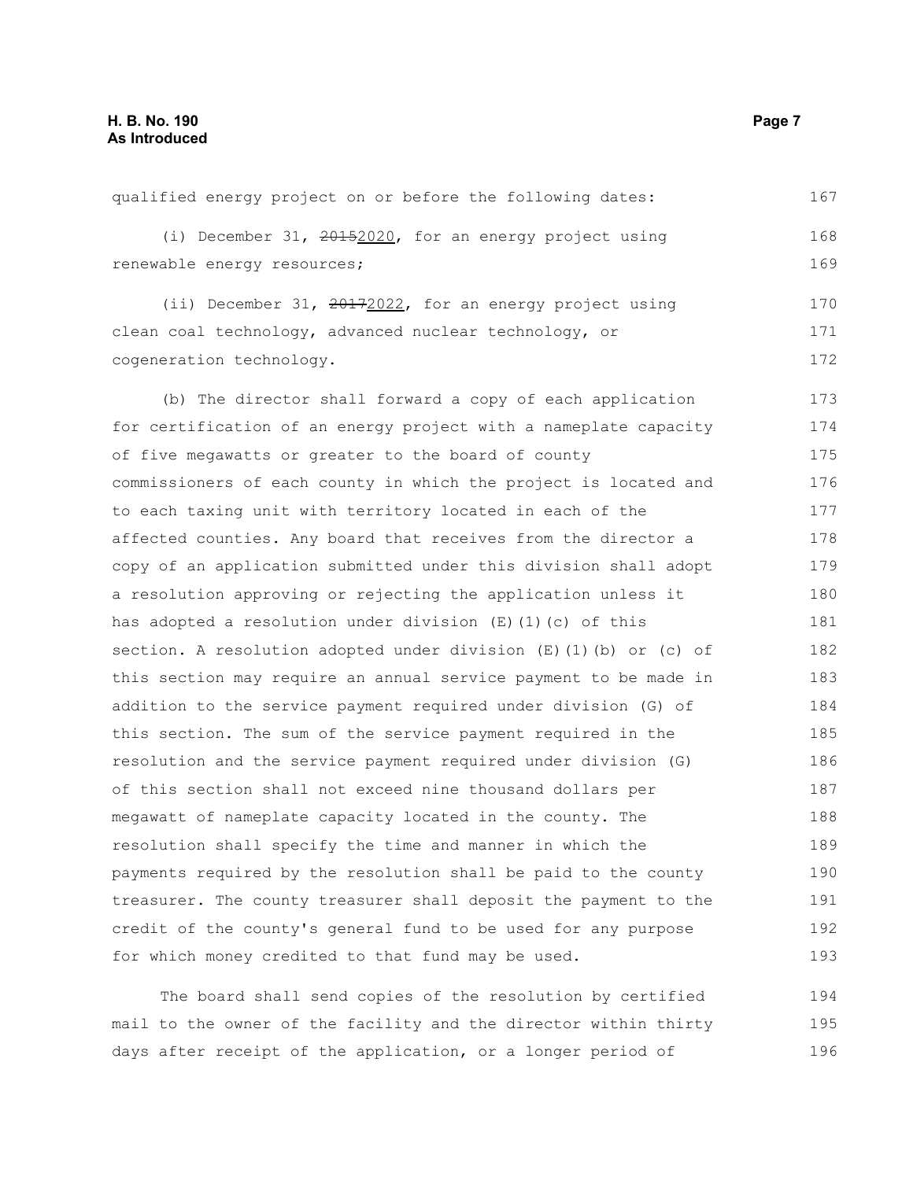qualified energy project on or before the following dates:

(i) December 31, ~~2015~~2020, for an energy project using renewable energy resources;

(ii) December 31, ~~2017~~2022, for an energy project using clean coal technology, advanced nuclear technology, or cogeneration technology.

(b) The director shall forward a copy of each application for certification of an energy project with a nameplate capacity of five megawatts or greater to the board of county commissioners of each county in which the project is located and to each taxing unit with territory located in each of the affected counties. Any board that receives from the director a copy of an application submitted under this division shall adopt a resolution approving or rejecting the application unless it has adopted a resolution under division (E)(1)(c) of this section. A resolution adopted under division (E)(1)(b) or (c) of this section may require an annual service payment to be made in addition to the service payment required under division (G) of this section. The sum of the service payment required in the resolution and the service payment required under division (G) of this section shall not exceed nine thousand dollars per megawatt of nameplate capacity located in the county. The resolution shall specify the time and manner in which the payments required by the resolution shall be paid to the county treasurer. The county treasurer shall deposit the payment to the credit of the county's general fund to be used for any purpose for which money credited to that fund may be used.

The board shall send copies of the resolution by certified mail to the owner of the facility and the director within thirty days after receipt of the application, or a longer period of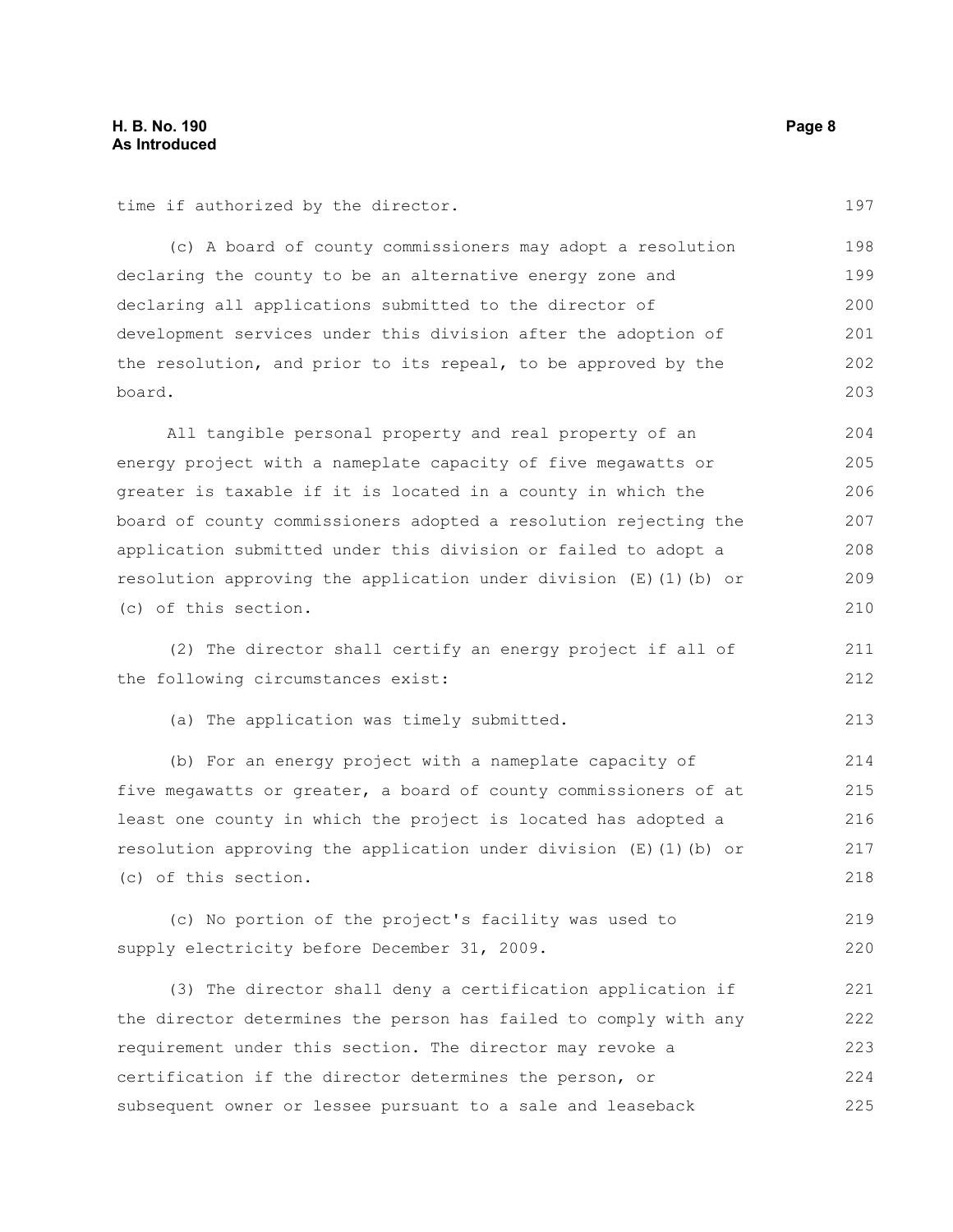time if authorized by the director.

(c) A board of county commissioners may adopt a resolution declaring the county to be an alternative energy zone and declaring all applications submitted to the director of development services under this division after the adoption of the resolution, and prior to its repeal, to be approved by the board.

All tangible personal property and real property of an energy project with a nameplate capacity of five megawatts or greater is taxable if it is located in a county in which the board of county commissioners adopted a resolution rejecting the application submitted under this division or failed to adopt a resolution approving the application under division (E)(1)(b) or (c) of this section.

(2) The director shall certify an energy project if all of the following circumstances exist:

(a) The application was timely submitted.

(b) For an energy project with a nameplate capacity of five megawatts or greater, a board of county commissioners of at least one county in which the project is located has adopted a resolution approving the application under division (E)(1)(b) or (c) of this section.

(c) No portion of the project's facility was used to supply electricity before December 31, 2009.

(3) The director shall deny a certification application if the director determines the person has failed to comply with any requirement under this section. The director may revoke a certification if the director determines the person, or subsequent owner or lessee pursuant to a sale and leaseback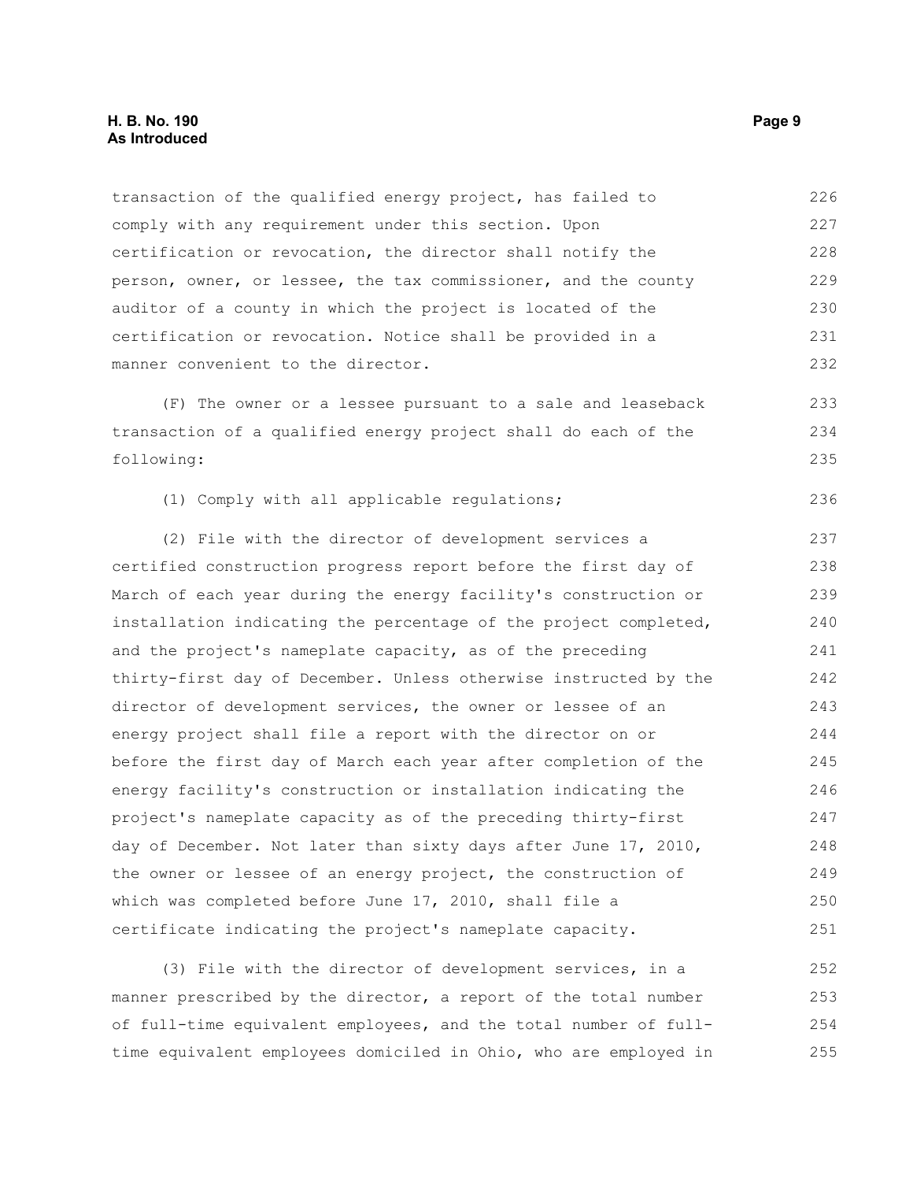transaction of the qualified energy project, has failed to comply with any requirement under this section. Upon certification or revocation, the director shall notify the person, owner, or lessee, the tax commissioner, and the county auditor of a county in which the project is located of the certification or revocation. Notice shall be provided in a manner convenient to the director.

(F) The owner or a lessee pursuant to a sale and leaseback transaction of a qualified energy project shall do each of the following:

(1) Comply with all applicable regulations;

(2) File with the director of development services a certified construction progress report before the first day of March of each year during the energy facility's construction or installation indicating the percentage of the project completed, and the project's nameplate capacity, as of the preceding thirty-first day of December. Unless otherwise instructed by the director of development services, the owner or lessee of an energy project shall file a report with the director on or before the first day of March each year after completion of the energy facility's construction or installation indicating the project's nameplate capacity as of the preceding thirty-first day of December. Not later than sixty days after June 17, 2010, the owner or lessee of an energy project, the construction of which was completed before June 17, 2010, shall file a certificate indicating the project's nameplate capacity.

(3) File with the director of development services, in a manner prescribed by the director, a report of the total number of full-time equivalent employees, and the total number of full-time equivalent employees domiciled in Ohio, who are employed in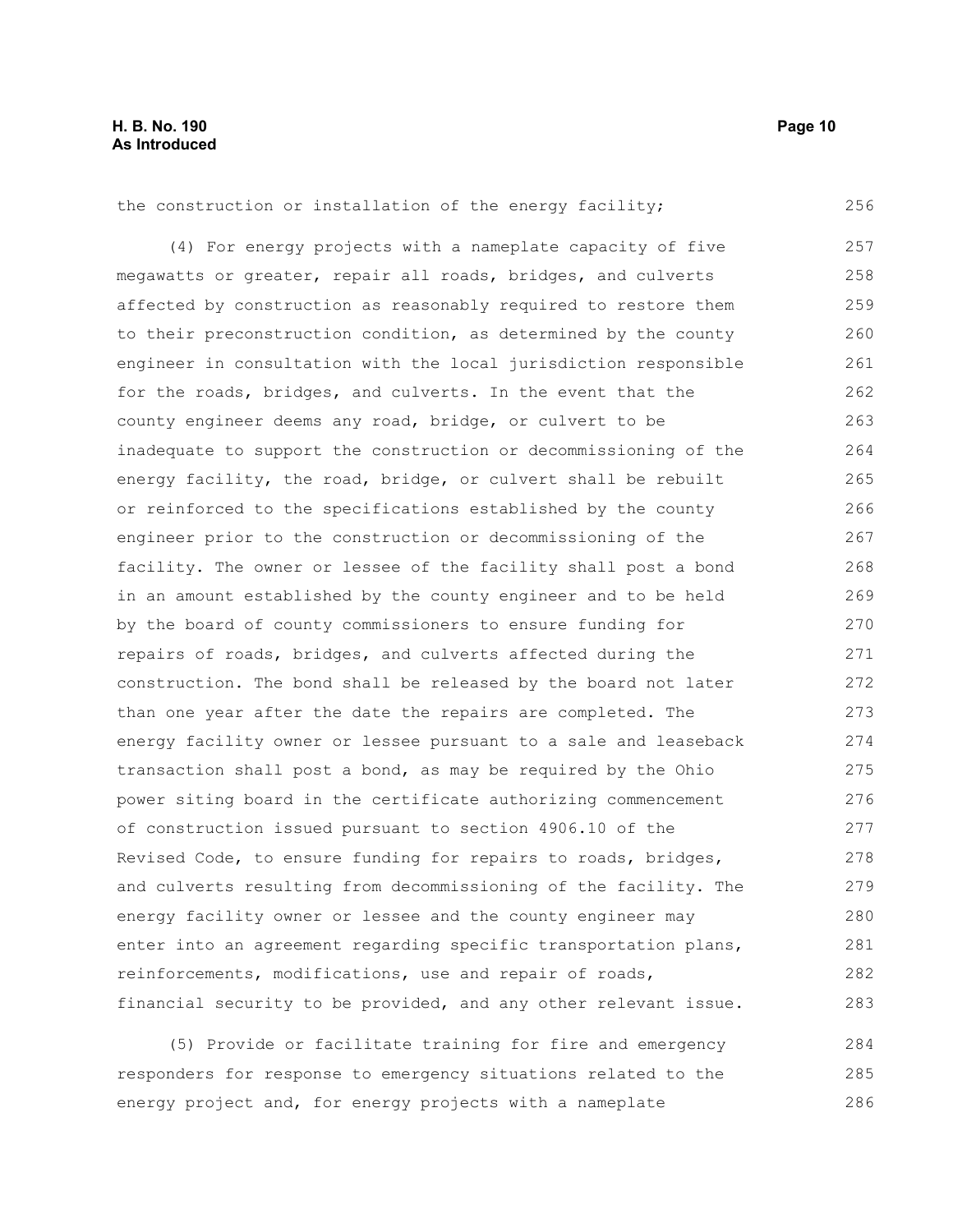the construction or installation of the energy facility;

(4) For energy projects with a nameplate capacity of five megawatts or greater, repair all roads, bridges, and culverts affected by construction as reasonably required to restore them to their preconstruction condition, as determined by the county engineer in consultation with the local jurisdiction responsible for the roads, bridges, and culverts. In the event that the county engineer deems any road, bridge, or culvert to be inadequate to support the construction or decommissioning of the energy facility, the road, bridge, or culvert shall be rebuilt or reinforced to the specifications established by the county engineer prior to the construction or decommissioning of the facility. The owner or lessee of the facility shall post a bond in an amount established by the county engineer and to be held by the board of county commissioners to ensure funding for repairs of roads, bridges, and culverts affected during the construction. The bond shall be released by the board not later than one year after the date the repairs are completed. The energy facility owner or lessee pursuant to a sale and leaseback transaction shall post a bond, as may be required by the Ohio power siting board in the certificate authorizing commencement of construction issued pursuant to section 4906.10 of the Revised Code, to ensure funding for repairs to roads, bridges, and culverts resulting from decommissioning of the facility. The energy facility owner or lessee and the county engineer may enter into an agreement regarding specific transportation plans, reinforcements, modifications, use and repair of roads, financial security to be provided, and any other relevant issue.

(5) Provide or facilitate training for fire and emergency responders for response to emergency situations related to the energy project and, for energy projects with a nameplate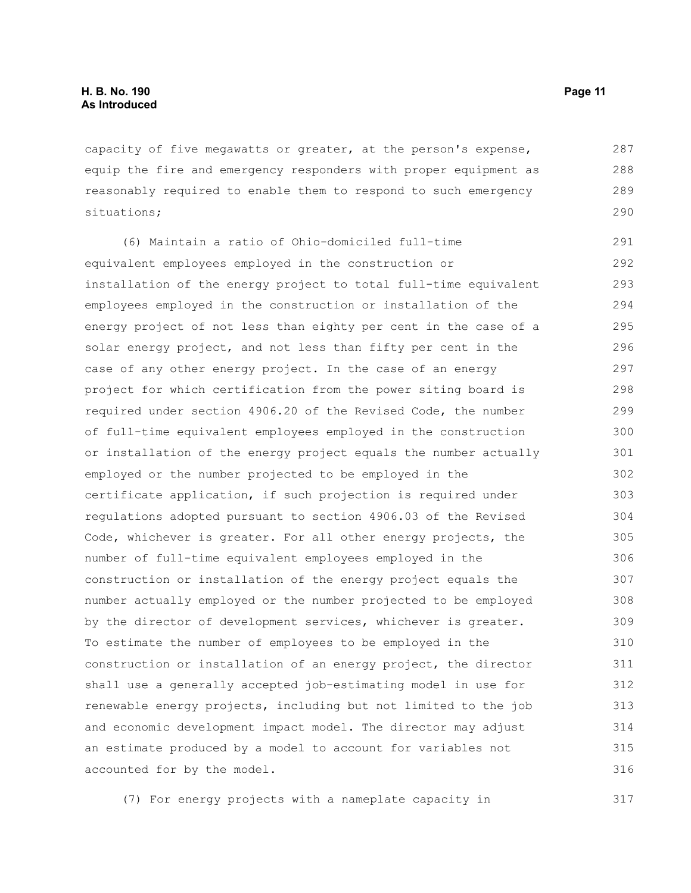capacity of five megawatts or greater, at the person's expense, equip the fire and emergency responders with proper equipment as reasonably required to enable them to respond to such emergency situations;

(6) Maintain a ratio of Ohio-domiciled full-time equivalent employees employed in the construction or installation of the energy project to total full-time equivalent employees employed in the construction or installation of the energy project of not less than eighty per cent in the case of a solar energy project, and not less than fifty per cent in the case of any other energy project. In the case of an energy project for which certification from the power siting board is required under section 4906.20 of the Revised Code, the number of full-time equivalent employees employed in the construction or installation of the energy project equals the number actually employed or the number projected to be employed in the certificate application, if such projection is required under regulations adopted pursuant to section 4906.03 of the Revised Code, whichever is greater. For all other energy projects, the number of full-time equivalent employees employed in the construction or installation of the energy project equals the number actually employed or the number projected to be employed by the director of development services, whichever is greater. To estimate the number of employees to be employed in the construction or installation of an energy project, the director shall use a generally accepted job-estimating model in use for renewable energy projects, including but not limited to the job and economic development impact model. The director may adjust an estimate produced by a model to account for variables not accounted for by the model.

(7) For energy projects with a nameplate capacity in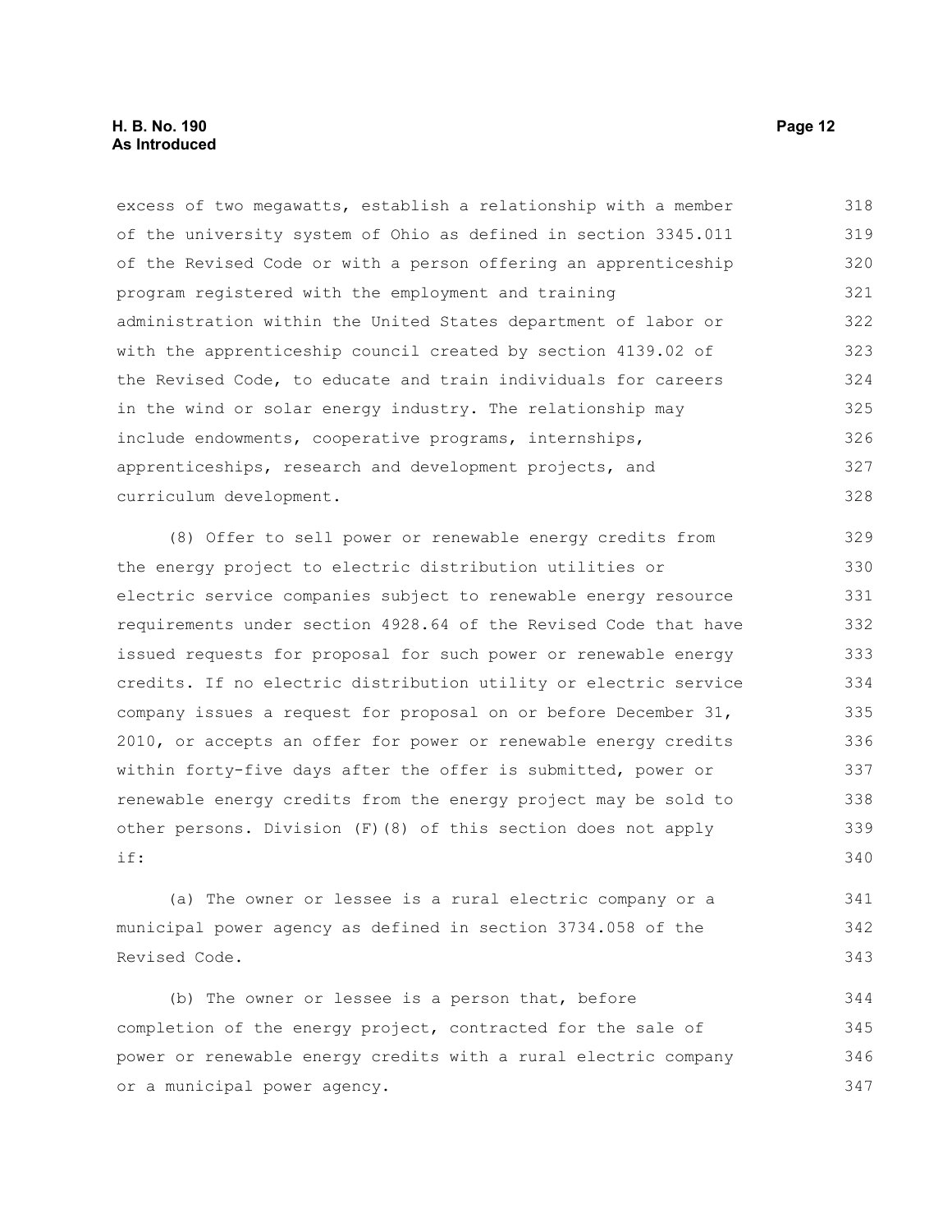excess of two megawatts, establish a relationship with a member of the university system of Ohio as defined in section 3345.011 of the Revised Code or with a person offering an apprenticeship program registered with the employment and training administration within the United States department of labor or with the apprenticeship council created by section 4139.02 of the Revised Code, to educate and train individuals for careers in the wind or solar energy industry. The relationship may include endowments, cooperative programs, internships, apprenticeships, research and development projects, and curriculum development.

(8) Offer to sell power or renewable energy credits from the energy project to electric distribution utilities or electric service companies subject to renewable energy resource requirements under section 4928.64 of the Revised Code that have issued requests for proposal for such power or renewable energy credits. If no electric distribution utility or electric service company issues a request for proposal on or before December 31, 2010, or accepts an offer for power or renewable energy credits within forty-five days after the offer is submitted, power or renewable energy credits from the energy project may be sold to other persons. Division (F)(8) of this section does not apply if:

(a) The owner or lessee is a rural electric company or a municipal power agency as defined in section 3734.058 of the Revised Code.

(b) The owner or lessee is a person that, before completion of the energy project, contracted for the sale of power or renewable energy credits with a rural electric company or a municipal power agency.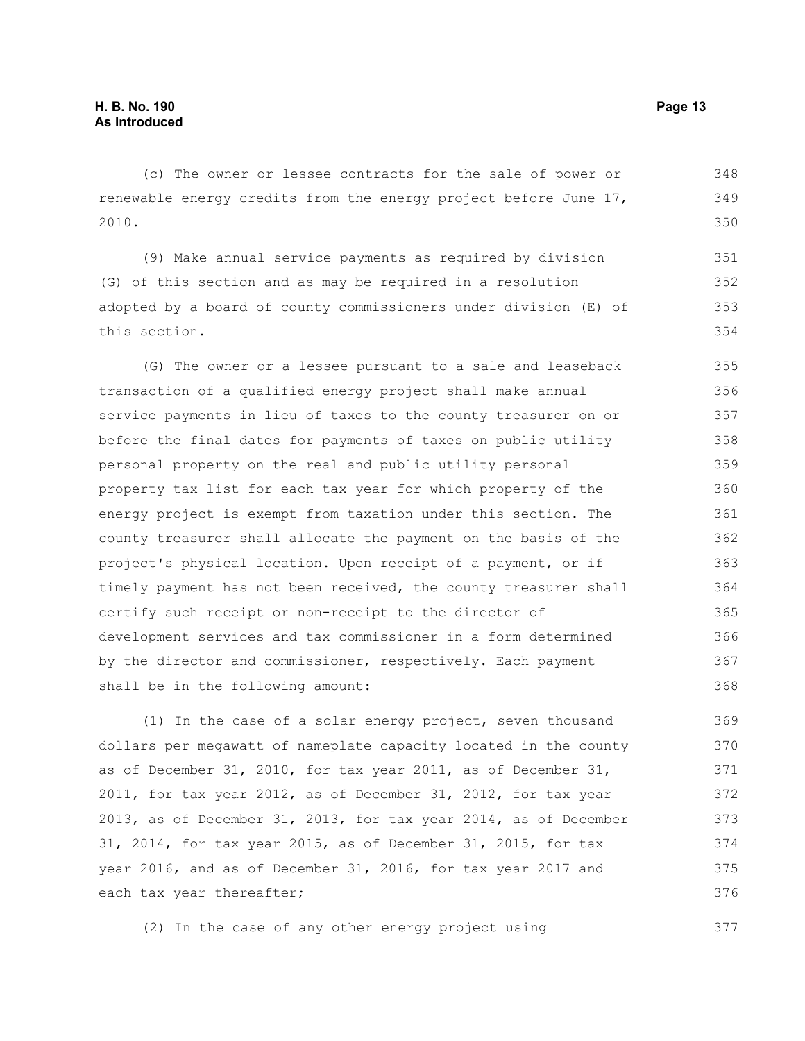(c) The owner or lessee contracts for the sale of power or renewable energy credits from the energy project before June 17, 2010.

(9) Make annual service payments as required by division (G) of this section and as may be required in a resolution adopted by a board of county commissioners under division (E) of this section.

(G) The owner or a lessee pursuant to a sale and leaseback transaction of a qualified energy project shall make annual service payments in lieu of taxes to the county treasurer on or before the final dates for payments of taxes on public utility personal property on the real and public utility personal property tax list for each tax year for which property of the energy project is exempt from taxation under this section. The county treasurer shall allocate the payment on the basis of the project's physical location. Upon receipt of a payment, or if timely payment has not been received, the county treasurer shall certify such receipt or non-receipt to the director of development services and tax commissioner in a form determined by the director and commissioner, respectively. Each payment shall be in the following amount:

(1) In the case of a solar energy project, seven thousand dollars per megawatt of nameplate capacity located in the county as of December 31, 2010, for tax year 2011, as of December 31, 2011, for tax year 2012, as of December 31, 2012, for tax year 2013, as of December 31, 2013, for tax year 2014, as of December 31, 2014, for tax year 2015, as of December 31, 2015, for tax year 2016, and as of December 31, 2016, for tax year 2017 and each tax year thereafter;

(2) In the case of any other energy project using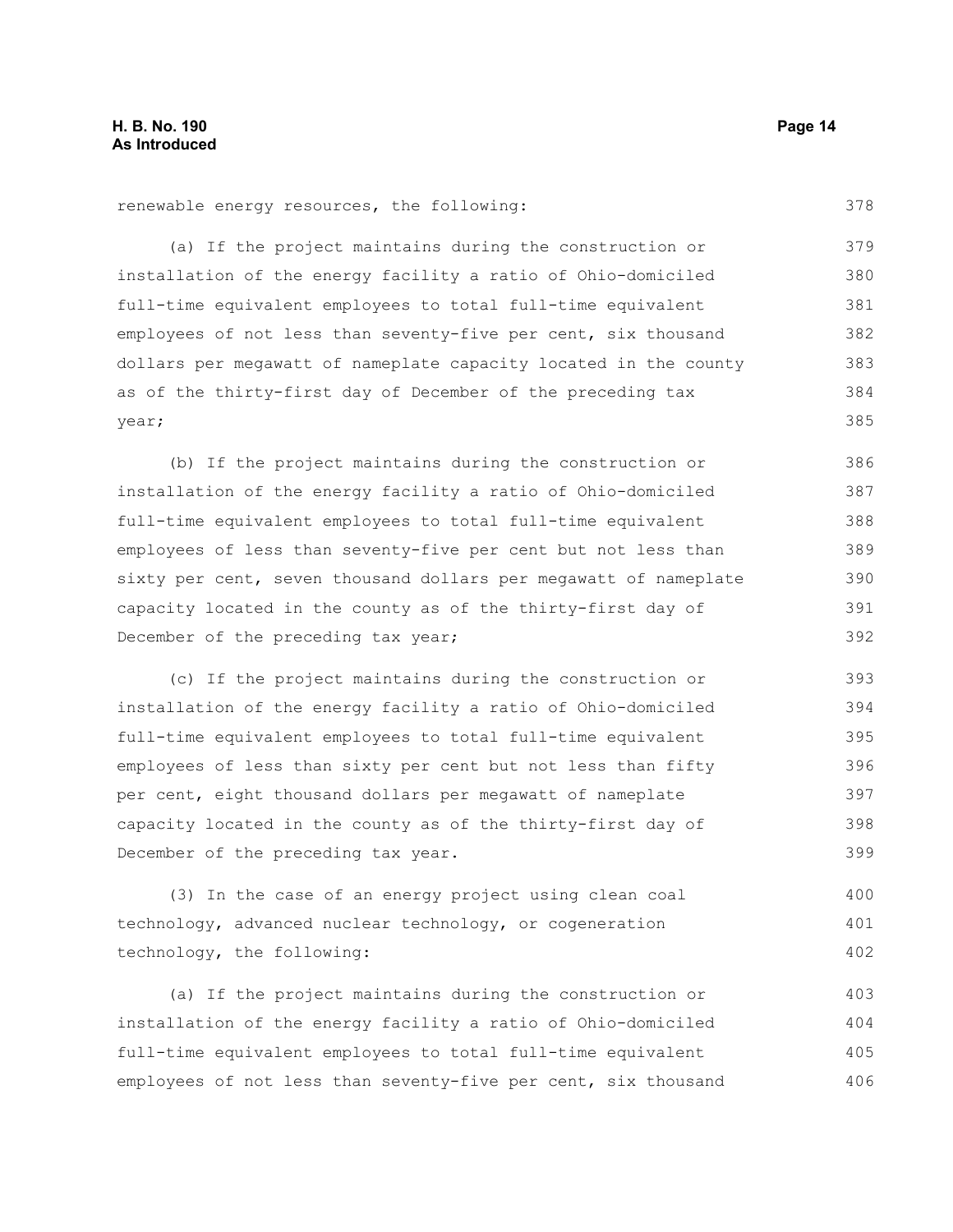renewable energy resources, the following:

(a) If the project maintains during the construction or installation of the energy facility a ratio of Ohio-domiciled full-time equivalent employees to total full-time equivalent employees of not less than seventy-five per cent, six thousand dollars per megawatt of nameplate capacity located in the county as of the thirty-first day of December of the preceding tax year;

(b) If the project maintains during the construction or installation of the energy facility a ratio of Ohio-domiciled full-time equivalent employees to total full-time equivalent employees of less than seventy-five per cent but not less than sixty per cent, seven thousand dollars per megawatt of nameplate capacity located in the county as of the thirty-first day of December of the preceding tax year;

(c) If the project maintains during the construction or installation of the energy facility a ratio of Ohio-domiciled full-time equivalent employees to total full-time equivalent employees of less than sixty per cent but not less than fifty per cent, eight thousand dollars per megawatt of nameplate capacity located in the county as of the thirty-first day of December of the preceding tax year.

(3) In the case of an energy project using clean coal technology, advanced nuclear technology, or cogeneration technology, the following:

(a) If the project maintains during the construction or installation of the energy facility a ratio of Ohio-domiciled full-time equivalent employees to total full-time equivalent employees of not less than seventy-five per cent, six thousand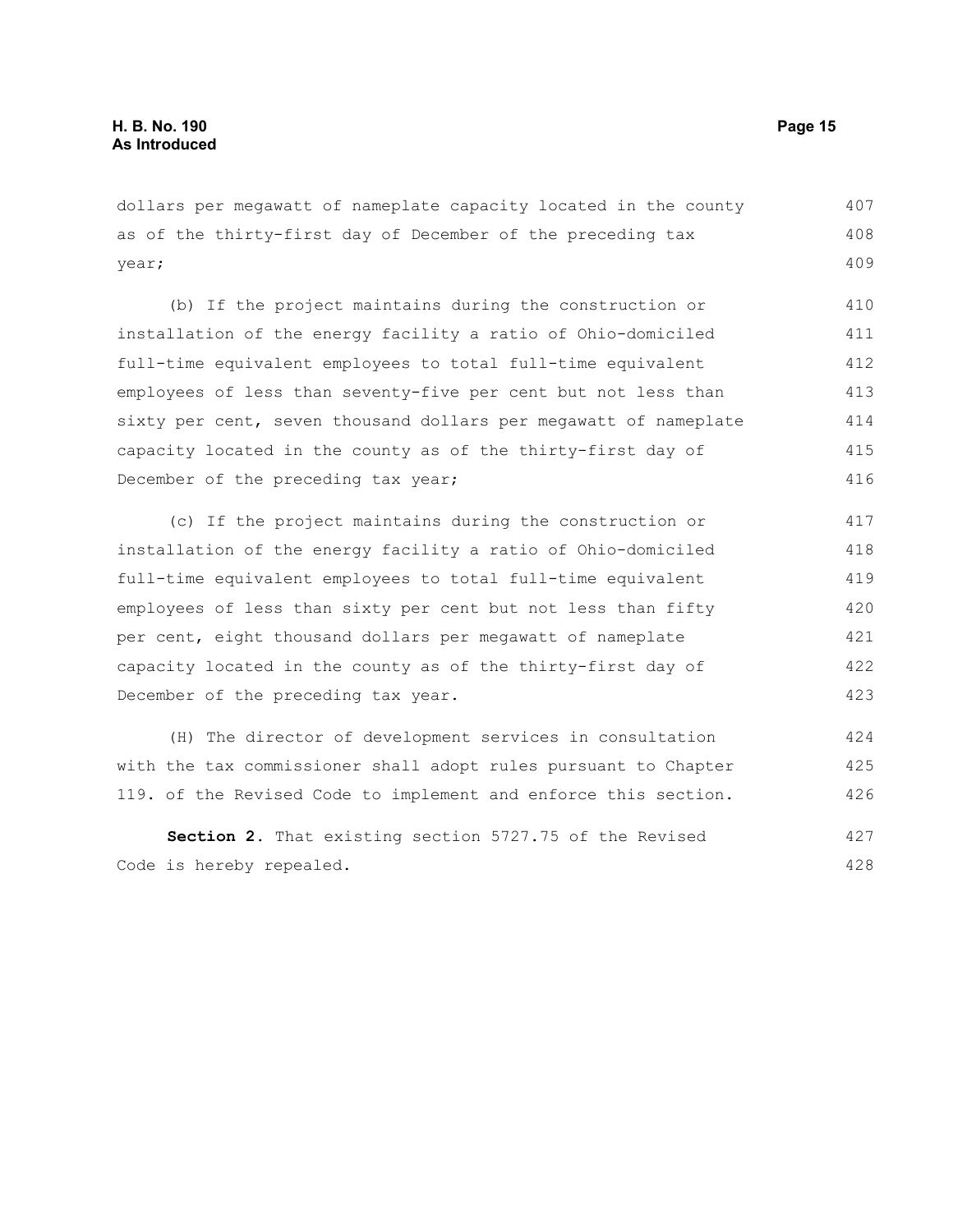dollars per megawatt of nameplate capacity located in the county as of the thirty-first day of December of the preceding tax year;

(b) If the project maintains during the construction or installation of the energy facility a ratio of Ohio-domiciled full-time equivalent employees to total full-time equivalent employees of less than seventy-five per cent but not less than sixty per cent, seven thousand dollars per megawatt of nameplate capacity located in the county as of the thirty-first day of December of the preceding tax year;

(c) If the project maintains during the construction or installation of the energy facility a ratio of Ohio-domiciled full-time equivalent employees to total full-time equivalent employees of less than sixty per cent but not less than fifty per cent, eight thousand dollars per megawatt of nameplate capacity located in the county as of the thirty-first day of December of the preceding tax year.

(H) The director of development services in consultation with the tax commissioner shall adopt rules pursuant to Chapter 119. of the Revised Code to implement and enforce this section.

**Section 2.** That existing section 5727.75 of the Revised Code is hereby repealed.